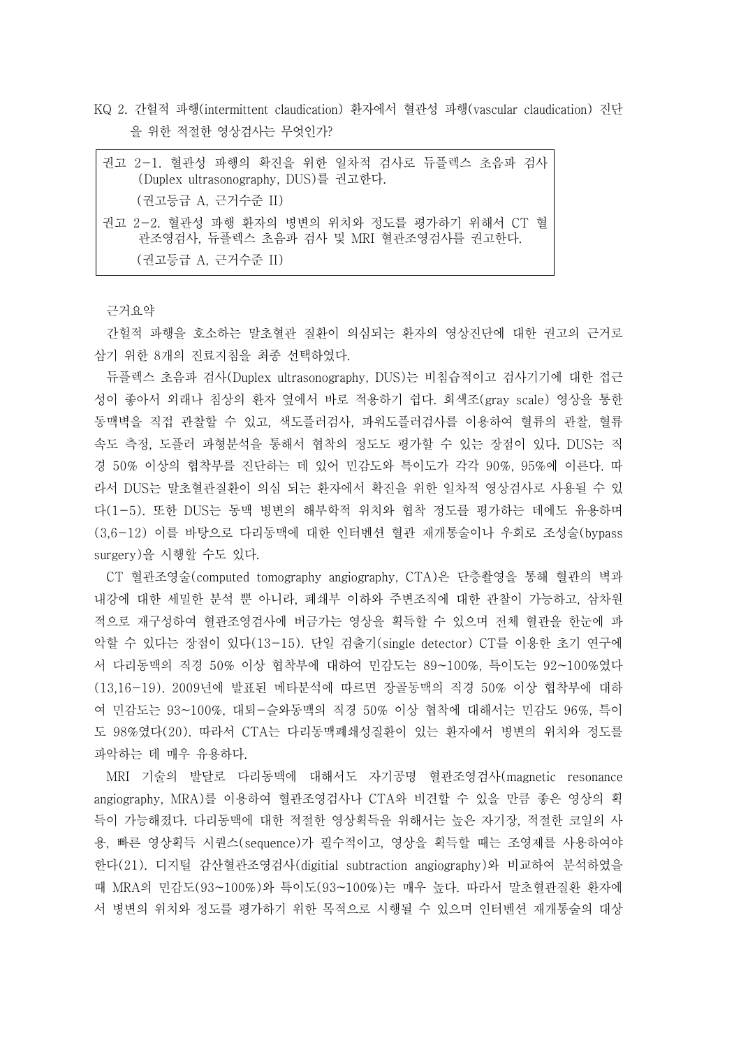KQ 2. 간헐적 파행(intermittent claudication) 환자에서 혈관성 파행(vascular claudication) 진단을 위한 적절한 영상검사는 무엇인가?

> 권고 2-1. 혈관성 파행의 확진을 위한 일차적 검사로 듀플렉스 초음파 검사(Duplex ultrasonography, DUS)를 권고한다.
>
> (권고등급 A, 근거수준 II)
>
> 권고 2-2. 혈관성 파행 환자의 병변의 위치와 정도를 평가하기 위해서 CT 혈관조영검사, 듀플렉스 초음파 검사 및 MRI 혈관조영검사를 권고한다.
>
> (권고등급 A, 근거수준 II)

근거요약

간헐적 파행을 호소하는 말초혈관 질환이 의심되는 환자의 영상진단에 대한 권고의 근거로 삼기 위한 8개의 진료지침을 최종 선택하였다.

듀플렉스 초음파 검사(Duplex ultrasonography, DUS)는 비침습적이고 검사기기에 대한 접근성이 좋아서 외래나 침상의 환자 옆에서 바로 적용하기 쉽다. 회색조(gray scale) 영상을 통한 동맥벽을 직접 관찰할 수 있고, 색도플러검사, 파워도플러검사를 이용하여 혈류의 관찰, 혈류속도 측정, 도플러 파형분석을 통해서 협착의 정도도 평가할 수 있는 장점이 있다. DUS는 직경 50% 이상의 협착부를 진단하는 데 있어 민감도와 특이도가 각각 90%, 95%에 이른다. 따라서 DUS는 말초혈관질환이 의심 되는 환자에서 확진을 위한 일차적 영상검사로 사용될 수 있다(1-5). 또한 DUS는 동맥 병변의 해부학적 위치와 협착 정도를 평가하는 데에도 유용하며(3,6-12) 이를 바탕으로 다리동맥에 대한 인터벤션 혈관 재개통술이나 우회로 조성술(bypass surgery)을 시행할 수도 있다.

CT 혈관조영술(computed tomography angiography, CTA)은 단층촬영을 통해 혈관의 벽과 내강에 대한 세밀한 분석 뿐 아니라, 폐쇄부 이하와 주변조직에 대한 관찰이 가능하고, 삼차원적으로 재구성하여 혈관조영검사에 버금가는 영상을 획득할 수 있으며 전체 혈관을 한눈에 파악할 수 있다는 장점이 있다(13-15). 단일 검출기(single detector) CT를 이용한 초기 연구에서 다리동맥의 직경 50% 이상 협착부에 대하여 민감도는 89~100%, 특이도는 92~100%였다(13,16-19). 2009년에 발표된 메타분석에 따르면 장골동맥의 직경 50% 이상 협착부에 대하여 민감도는 93~100%, 대퇴-슬와동맥의 직경 50% 이상 협착에 대해서는 민감도 96%, 특이도 98%였다(20). 따라서 CTA는 다리동맥폐쇄성질환이 있는 환자에서 병변의 위치와 정도를 파악하는 데 매우 유용하다.

MRI 기술의 발달로 다리동맥에 대해서도 자기공명 혈관조영검사(magnetic resonance angiography, MRA)를 이용하여 혈관조영검사나 CTA와 비견할 수 있을 만큼 좋은 영상의 획득이 가능해졌다. 다리동맥에 대한 적절한 영상획득을 위해서는 높은 자기장, 적절한 코일의 사용, 빠른 영상획득 시퀀스(sequence)가 필수적이고, 영상을 획득할 때는 조영제를 사용하여야 한다(21). 디지털 감산혈관조영검사(digitial subtraction angiography)와 비교하여 분석하였을 때 MRA의 민감도(93~100%)와 특이도(93~100%)는 매우 높다. 따라서 말초혈관질환 환자에서 병변의 위치와 정도를 평가하기 위한 목적으로 시행될 수 있으며 인터벤션 재개통술의 대상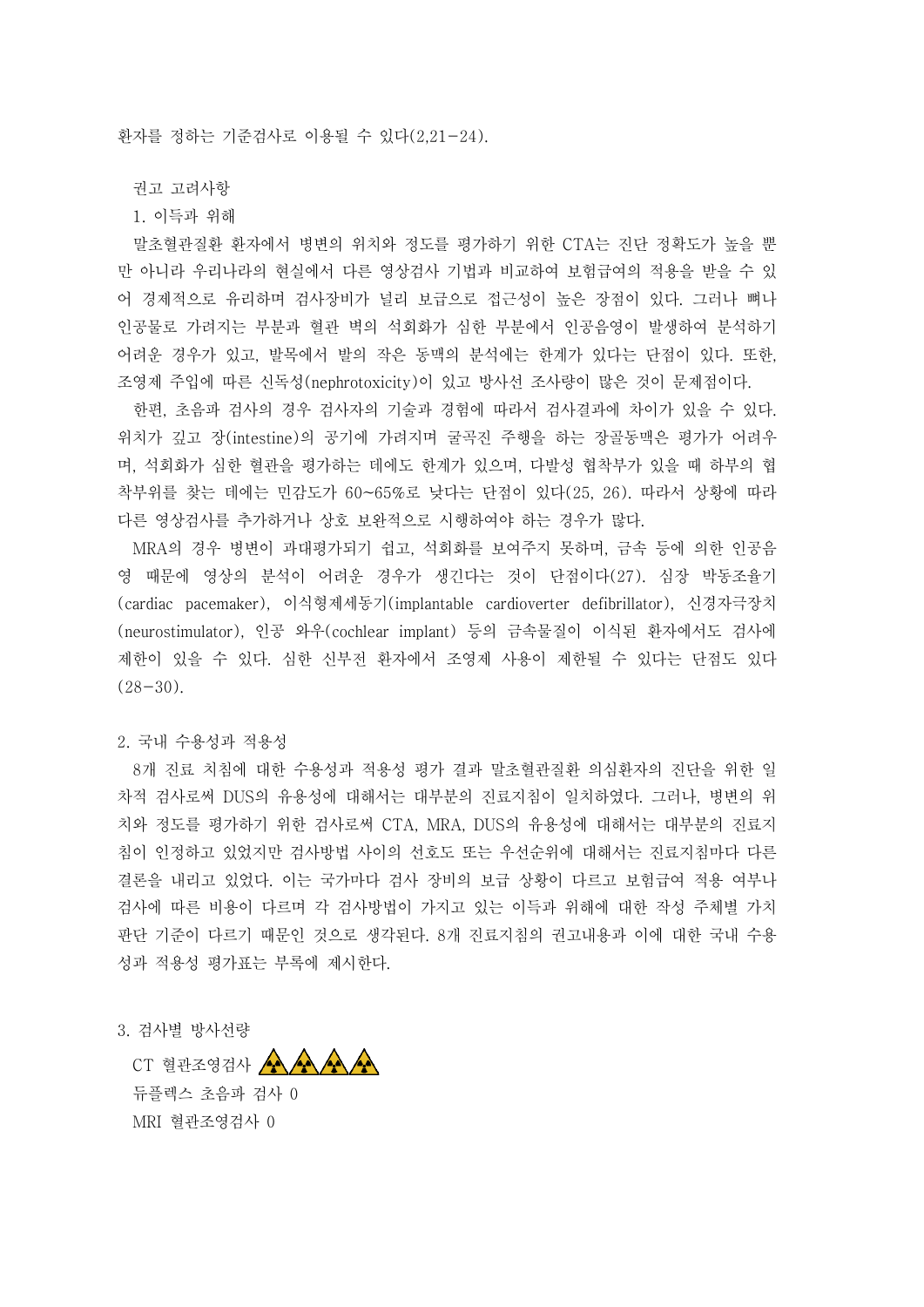환자를 정하는 기준검사로 이용될 수 있다(2,21-24).

권고 고려사항

1. 이득과 위해

말초혈관질환 환자에서 병변의 위치와 정도를 평가하기 위한 CTA는 진단 정확도가 높을 뿐만 아니라 우리나라의 현실에서 다른 영상검사 기법과 비교하여 보험급여의 적용을 받을 수 있어 경제적으로 유리하며 검사장비가 널리 보급으로 접근성이 높은 장점이 있다. 그러나 뼈나 인공물로 가려지는 부분과 혈관 벽의 석회화가 심한 부분에서 인공음영이 발생하여 분석하기 어려운 경우가 있고, 발목에서 발의 작은 동맥의 분석에는 한계가 있다는 단점이 있다. 또한, 조영제 주입에 따른 신독성(nephrotoxicity)이 있고 방사선 조사량이 많은 것이 문제점이다.

한편, 초음파 검사의 경우 검사자의 기술과 경험에 따라서 검사결과에 차이가 있을 수 있다. 위치가 깊고 장(intestine)의 공기에 가려지며 굴곡진 주행을 하는 장골동맥은 평가가 어려우며, 석회화가 심한 혈관을 평가하는 데에도 한계가 있으며, 다발성 협착부가 있을 때 하부의 협착부위를 찾는 데에는 민감도가 60~65%로 낮다는 단점이 있다(25, 26). 따라서 상황에 따라 다른 영상검사를 추가하거나 상호 보완적으로 시행하여야 하는 경우가 많다.

MRA의 경우 병변이 과대평가되기 쉽고, 석회화를 보여주지 못하며, 금속 등에 의한 인공음영 때문에 영상의 분석이 어려운 경우가 생긴다는 것이 단점이다(27). 심장 박동조율기(cardiac pacemaker), 이식형제세동기(implantable cardioverter defibrillator), 신경자극장치(neurostimulator), 인공 와우(cochlear implant) 등의 금속물질이 이식된 환자에서도 검사에 제한이 있을 수 있다. 심한 신부전 환자에서 조영제 사용이 제한될 수 있다는 단점도 있다(28-30).

2. 국내 수용성과 적용성

8개 진료 치침에 대한 수용성과 적용성 평가 결과 말초혈관질환 의심환자의 진단을 위한 일차적 검사로써 DUS의 유용성에 대해서는 대부분의 진료지침이 일치하였다. 그러나, 병변의 위치와 정도를 평가하기 위한 검사로써 CTA, MRA, DUS의 유용성에 대해서는 대부분의 진료지침이 인정하고 있었지만 검사방법 사이의 선호도 또는 우선순위에 대해서는 진료지침마다 다른 결론을 내리고 있었다. 이는 국가마다 검사 장비의 보급 상황이 다르고 보험급여 적용 여부나 검사에 따른 비용이 다르며 각 검사방법이 가지고 있는 이득과 위해에 대한 작성 주체별 가치판단 기준이 다르기 때문인 것으로 생각된다. 8개 진료지침의 권고내용과 이에 대한 국내 수용성과 적용성 평가표는 부록에 제시한다.

3. 검사별 방사선량

CT 혈관조영검사 ☢☢☢☢

듀플렉스 초음파 검사 0

MRI 혈관조영검사 0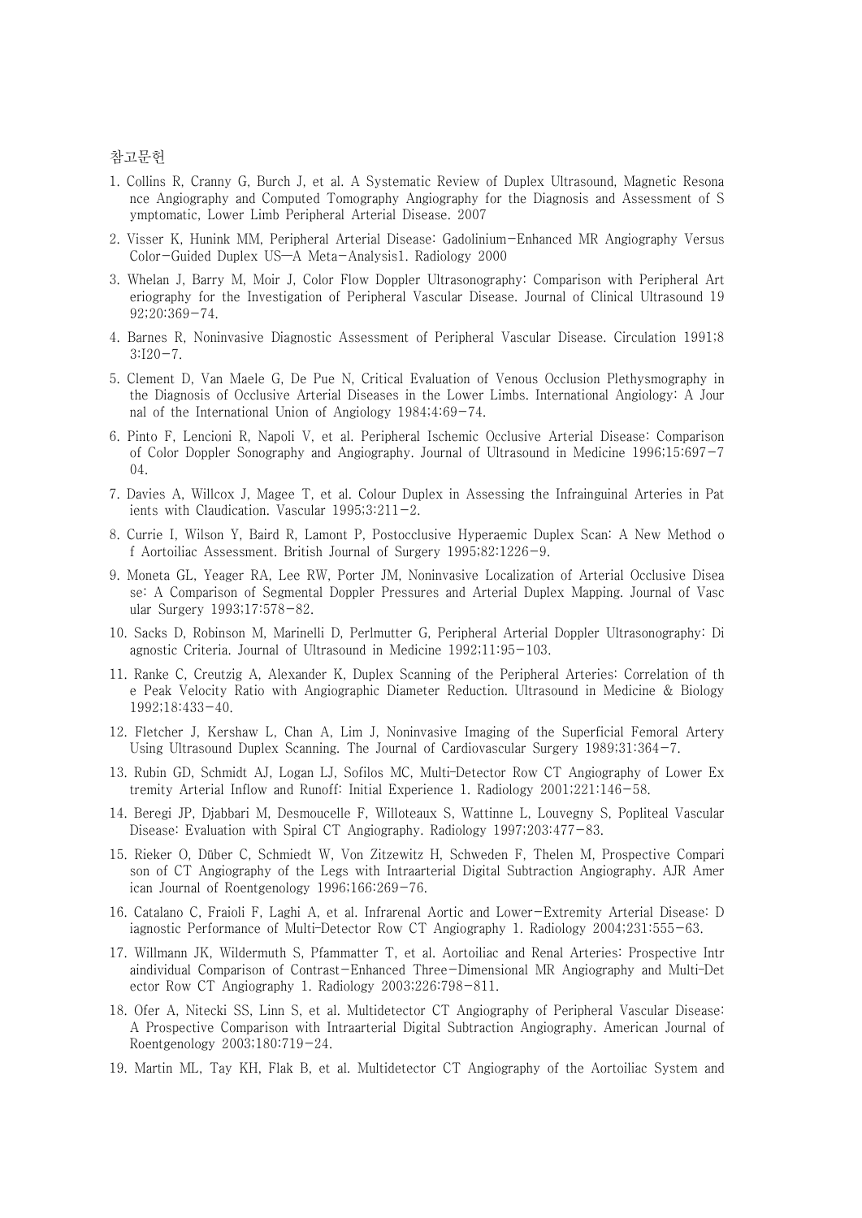참고문헌

1. Collins R, Cranny G, Burch J, et al. A Systematic Review of Duplex Ultrasound, Magnetic Resonance Angiography and Computed Tomography Angiography for the Diagnosis and Assessment of Symptomatic, Lower Limb Peripheral Arterial Disease. 2007
2. Visser K, Hunink MM, Peripheral Arterial Disease: Gadolinium-Enhanced MR Angiography Versus Color-Guided Duplex US—A Meta-Analysis1. Radiology 2000
3. Whelan J, Barry M, Moir J, Color Flow Doppler Ultrasonography: Comparison with Peripheral Arteriography for the Investigation of Peripheral Vascular Disease. Journal of Clinical Ultrasound 1992;20:369-74.
4. Barnes R, Noninvasive Diagnostic Assessment of Peripheral Vascular Disease. Circulation 1991;83:I20-7.
5. Clement D, Van Maele G, De Pue N, Critical Evaluation of Venous Occlusion Plethysmography in the Diagnosis of Occlusive Arterial Diseases in the Lower Limbs. International Angiology: A Journal of the International Union of Angiology 1984;4:69-74.
6. Pinto F, Lencioni R, Napoli V, et al. Peripheral Ischemic Occlusive Arterial Disease: Comparison of Color Doppler Sonography and Angiography. Journal of Ultrasound in Medicine 1996;15:697-704.
7. Davies A, Willcox J, Magee T, et al. Colour Duplex in Assessing the Infrainguinal Arteries in Patients with Claudication. Vascular 1995;3:211-2.
8. Currie I, Wilson Y, Baird R, Lamont P, Postocclusive Hyperaemic Duplex Scan: A New Method of Aortoiliac Assessment. British Journal of Surgery 1995;82:1226-9.
9. Moneta GL, Yeager RA, Lee RW, Porter JM, Noninvasive Localization of Arterial Occlusive Disease: A Comparison of Segmental Doppler Pressures and Arterial Duplex Mapping. Journal of Vascular Surgery 1993;17:578-82.
10. Sacks D, Robinson M, Marinelli D, Perlmutter G, Peripheral Arterial Doppler Ultrasonography: Diagnostic Criteria. Journal of Ultrasound in Medicine 1992;11:95-103.
11. Ranke C, Creutzig A, Alexander K, Duplex Scanning of the Peripheral Arteries: Correlation of the Peak Velocity Ratio with Angiographic Diameter Reduction. Ultrasound in Medicine & Biology 1992;18:433-40.
12. Fletcher J, Kershaw L, Chan A, Lim J, Noninvasive Imaging of the Superficial Femoral Artery Using Ultrasound Duplex Scanning. The Journal of Cardiovascular Surgery 1989;31:364-7.
13. Rubin GD, Schmidt AJ, Logan LJ, Sofilos MC, Multi-Detector Row CT Angiography of Lower Extremity Arterial Inflow and Runoff: Initial Experience 1. Radiology 2001;221:146-58.
14. Beregi JP, Djabbari M, Desmoucelle F, Willoteaux S, Wattinne L, Louvegny S, Popliteal Vascular Disease: Evaluation with Spiral CT Angiography. Radiology 1997;203:477-83.
15. Rieker O, Düber C, Schmiedt W, Von Zitzewitz H, Schweden F, Thelen M, Prospective Comparison of CT Angiography of the Legs with Intraarterial Digital Subtraction Angiography. AJR American Journal of Roentgenology 1996;166:269-76.
16. Catalano C, Fraioli F, Laghi A, et al. Infrarenal Aortic and Lower-Extremity Arterial Disease: Diagnostic Performance of Multi-Detector Row CT Angiography 1. Radiology 2004;231:555-63.
17. Willmann JK, Wildermuth S, Pfammatter T, et al. Aortoiliac and Renal Arteries: Prospective Intraindividual Comparison of Contrast-Enhanced Three-Dimensional MR Angiography and Multi-Detector Row CT Angiography 1. Radiology 2003;226:798-811.
18. Ofer A, Nitecki SS, Linn S, et al. Multidetector CT Angiography of Peripheral Vascular Disease: A Prospective Comparison with Intraarterial Digital Subtraction Angiography. American Journal of Roentgenology 2003;180:719-24.
19. Martin ML, Tay KH, Flak B, et al. Multidetector CT Angiography of the Aortoiliac System and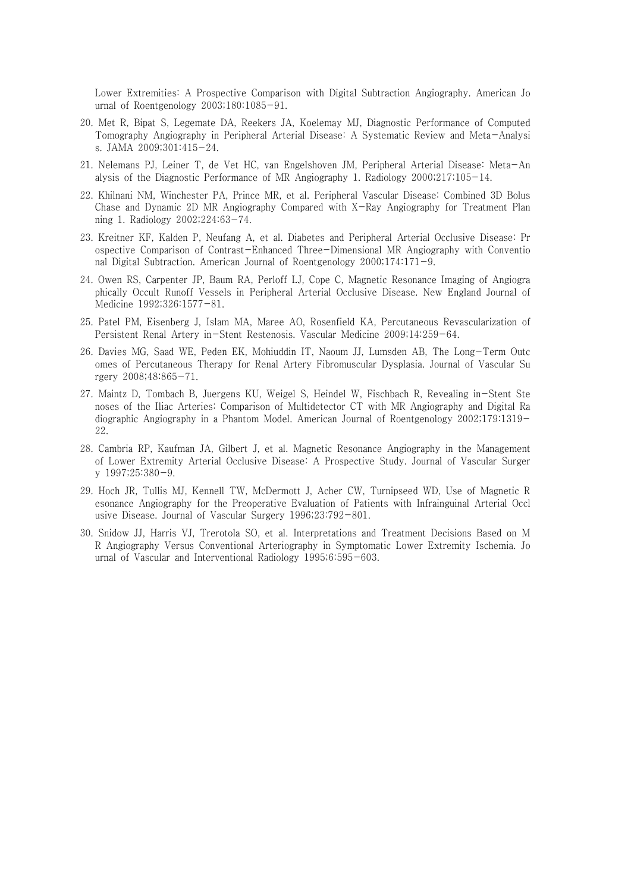Lower Extremities: A Prospective Comparison with Digital Subtraction Angiography. American Journal of Roentgenology 2003;180:1085−91.

20. Met R, Bipat S, Legemate DA, Reekers JA, Koelemay MJ, Diagnostic Performance of Computed Tomography Angiography in Peripheral Arterial Disease: A Systematic Review and Meta−Analysis. JAMA 2009;301:415−24.

21. Nelemans PJ, Leiner T, de Vet HC, van Engelshoven JM, Peripheral Arterial Disease: Meta−Analysis of the Diagnostic Performance of MR Angiography 1. Radiology 2000;217:105−14.

22. Khilnani NM, Winchester PA, Prince MR, et al. Peripheral Vascular Disease: Combined 3D Bolus Chase and Dynamic 2D MR Angiography Compared with X−Ray Angiography for Treatment Planning 1. Radiology 2002;224:63−74.

23. Kreitner KF, Kalden P, Neufang A, et al. Diabetes and Peripheral Arterial Occlusive Disease: Prospective Comparison of Contrast−Enhanced Three−Dimensional MR Angiography with Conventional Digital Subtraction. American Journal of Roentgenology 2000;174:171−9.

24. Owen RS, Carpenter JP, Baum RA, Perloff LJ, Cope C, Magnetic Resonance Imaging of Angiographically Occult Runoff Vessels in Peripheral Arterial Occlusive Disease. New England Journal of Medicine 1992;326:1577−81.

25. Patel PM, Eisenberg J, Islam MA, Maree AO, Rosenfield KA, Percutaneous Revascularization of Persistent Renal Artery in−Stent Restenosis. Vascular Medicine 2009;14:259−64.

26. Davies MG, Saad WE, Peden EK, Mohiuddin IT, Naoum JJ, Lumsden AB, The Long−Term Outcomes of Percutaneous Therapy for Renal Artery Fibromuscular Dysplasia. Journal of Vascular Surgery 2008;48:865−71.

27. Maintz D, Tombach B, Juergens KU, Weigel S, Heindel W, Fischbach R, Revealing in−Stent Stenoses of the Iliac Arteries: Comparison of Multidetector CT with MR Angiography and Digital Radiographic Angiography in a Phantom Model. American Journal of Roentgenology 2002;179:1319−22.

28. Cambria RP, Kaufman JA, Gilbert J, et al. Magnetic Resonance Angiography in the Management of Lower Extremity Arterial Occlusive Disease: A Prospective Study. Journal of Vascular Surgery 1997;25:380−9.

29. Hoch JR, Tullis MJ, Kennell TW, McDermott J, Acher CW, Turnipseed WD, Use of Magnetic Resonance Angiography for the Preoperative Evaluation of Patients with Infrainguinal Arterial Occlusive Disease. Journal of Vascular Surgery 1996;23:792−801.

30. Snidow JJ, Harris VJ, Trerotola SO, et al. Interpretations and Treatment Decisions Based on MR Angiography Versus Conventional Arteriography in Symptomatic Lower Extremity Ischemia. Journal of Vascular and Interventional Radiology 1995;6:595−603.